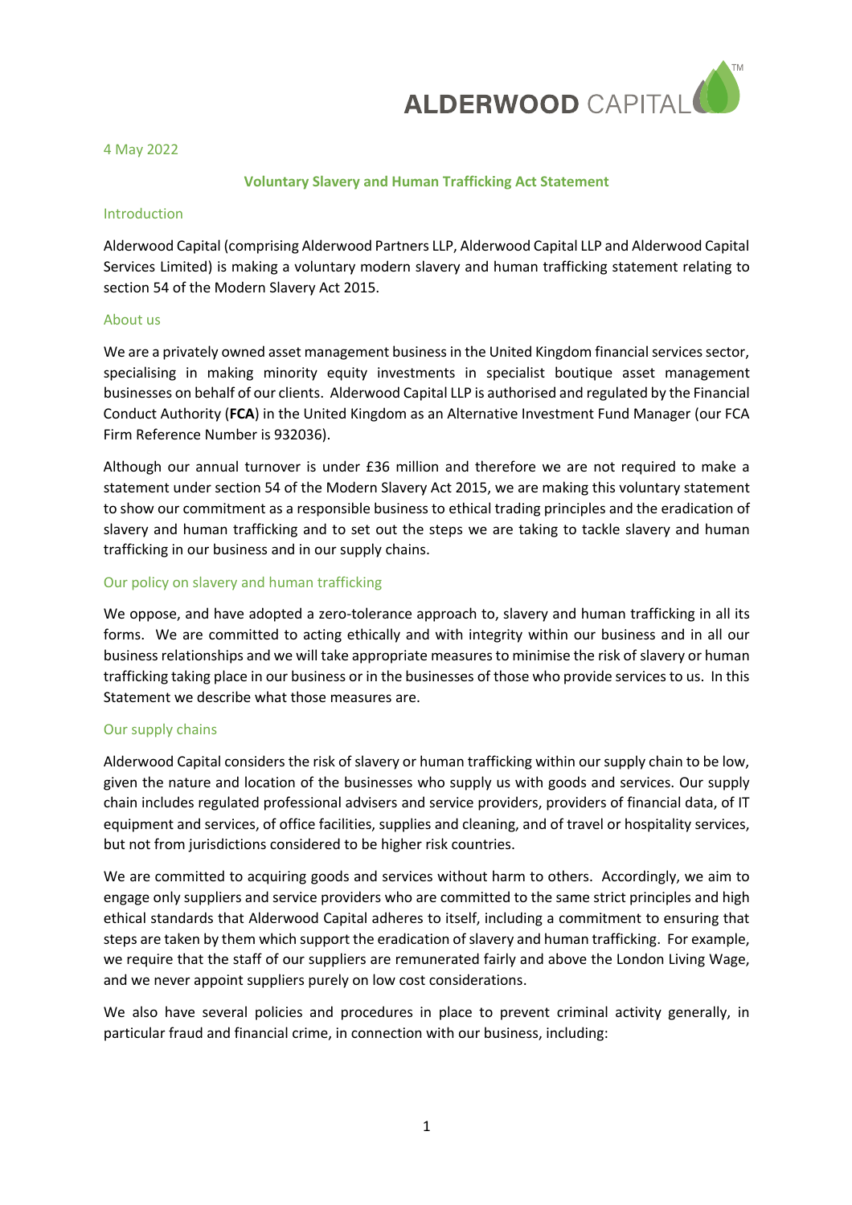ALDERWOOD CAPITAL™

4 May 2022

## Voluntary Slavery and Human Trafficking Act Statement

### Introduction

Alderwood Capital (comprising Alderwood Partners LLP, Alderwood Capital LLP and Alderwood Capital Services Limited) is making a voluntary modern slavery and human trafficking statement relating to section 54 of the Modern Slavery Act 2015.

### About us

We are a privately owned asset management business in the United Kingdom financial services sector, specialising in making minority equity investments in specialist boutique asset management businesses on behalf of our clients. Alderwood Capital LLP is authorised and regulated by the Financial Conduct Authority (**FCA**) in the United Kingdom as an Alternative Investment Fund Manager (our FCA Firm Reference Number is 932036).

Although our annual turnover is under £36 million and therefore we are not required to make a statement under section 54 of the Modern Slavery Act 2015, we are making this voluntary statement to show our commitment as a responsible business to ethical trading principles and the eradication of slavery and human trafficking and to set out the steps we are taking to tackle slavery and human trafficking in our business and in our supply chains.

### Our policy on slavery and human trafficking

We oppose, and have adopted a zero-tolerance approach to, slavery and human trafficking in all its forms. We are committed to acting ethically and with integrity within our business and in all our business relationships and we will take appropriate measures to minimise the risk of slavery or human trafficking taking place in our business or in the businesses of those who provide services to us. In this Statement we describe what those measures are.

### Our supply chains

Alderwood Capital considers the risk of slavery or human trafficking within our supply chain to be low, given the nature and location of the businesses who supply us with goods and services. Our supply chain includes regulated professional advisers and service providers, providers of financial data, of IT equipment and services, of office facilities, supplies and cleaning, and of travel or hospitality services, but not from jurisdictions considered to be higher risk countries.

We are committed to acquiring goods and services without harm to others. Accordingly, we aim to engage only suppliers and service providers who are committed to the same strict principles and high ethical standards that Alderwood Capital adheres to itself, including a commitment to ensuring that steps are taken by them which support the eradication of slavery and human trafficking. For example, we require that the staff of our suppliers are remunerated fairly and above the London Living Wage, and we never appoint suppliers purely on low cost considerations.

We also have several policies and procedures in place to prevent criminal activity generally, in particular fraud and financial crime, in connection with our business, including: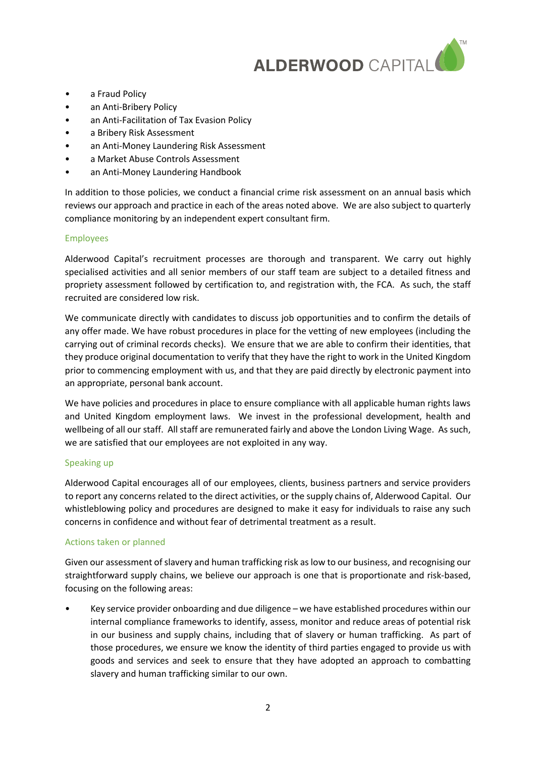- a Fraud Policy
- an Anti-Bribery Policy
- an Anti-Facilitation of Tax Evasion Policy
- a Bribery Risk Assessment
- an Anti-Money Laundering Risk Assessment
- a Market Abuse Controls Assessment
- an Anti-Money Laundering Handbook

In addition to those policies, we conduct a financial crime risk assessment on an annual basis which reviews our approach and practice in each of the areas noted above. We are also subject to quarterly compliance monitoring by an independent expert consultant firm.

## Employees

Alderwood Capital's recruitment processes are thorough and transparent. We carry out highly specialised activities and all senior members of our staff team are subject to a detailed fitness and propriety assessment followed by certification to, and registration with, the FCA. As such, the staff recruited are considered low risk.

We communicate directly with candidates to discuss job opportunities and to confirm the details of any offer made. We have robust procedures in place for the vetting of new employees (including the carrying out of criminal records checks). We ensure that we are able to confirm their identities, that they produce original documentation to verify that they have the right to work in the United Kingdom prior to commencing employment with us, and that they are paid directly by electronic payment into an appropriate, personal bank account.

We have policies and procedures in place to ensure compliance with all applicable human rights laws and United Kingdom employment laws. We invest in the professional development, health and wellbeing of all our staff. All staff are remunerated fairly and above the London Living Wage. As such, we are satisfied that our employees are not exploited in any way.

## Speaking up

Alderwood Capital encourages all of our employees, clients, business partners and service providers to report any concerns related to the direct activities, or the supply chains of, Alderwood Capital. Our whistleblowing policy and procedures are designed to make it easy for individuals to raise any such concerns in confidence and without fear of detrimental treatment as a result.

## Actions taken or planned

Given our assessment of slavery and human trafficking risk as low to our business, and recognising our straightforward supply chains, we believe our approach is one that is proportionate and risk-based, focusing on the following areas:

- Key service provider onboarding and due diligence – we have established procedures within our internal compliance frameworks to identify, assess, monitor and reduce areas of potential risk in our business and supply chains, including that of slavery or human trafficking. As part of those procedures, we ensure we know the identity of third parties engaged to provide us with goods and services and seek to ensure that they have adopted an approach to combatting slavery and human trafficking similar to our own.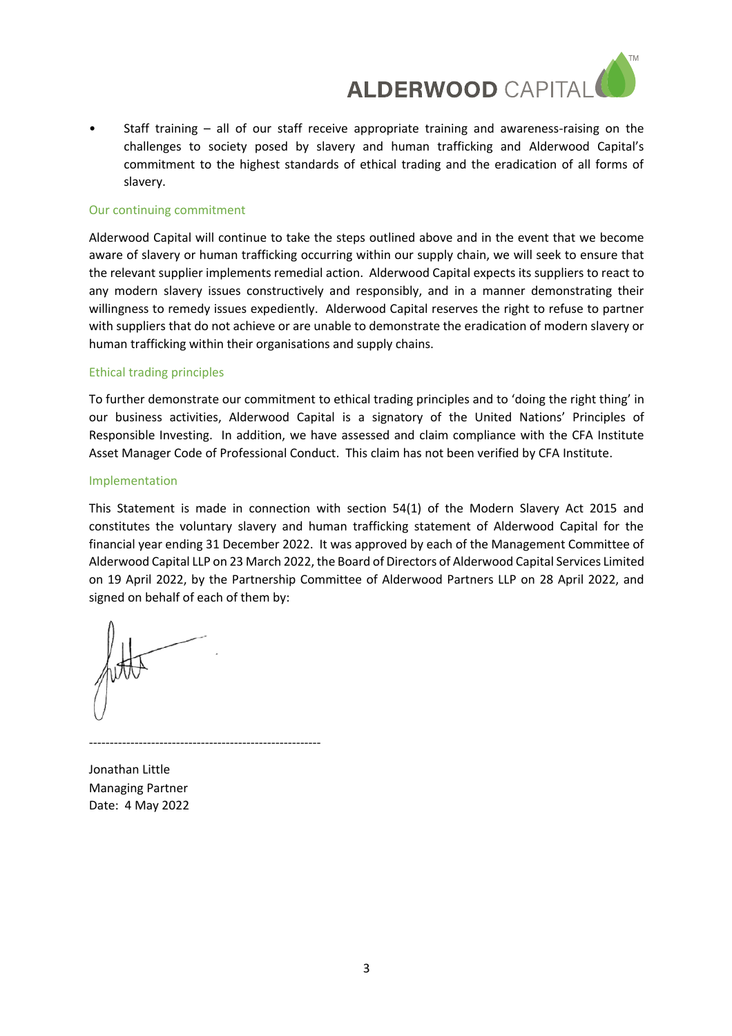- Staff training – all of our staff receive appropriate training and awareness-raising on the challenges to society posed by slavery and human trafficking and Alderwood Capital's commitment to the highest standards of ethical trading and the eradication of all forms of slavery.

## Our continuing commitment

Alderwood Capital will continue to take the steps outlined above and in the event that we become aware of slavery or human trafficking occurring within our supply chain, we will seek to ensure that the relevant supplier implements remedial action. Alderwood Capital expects its suppliers to react to any modern slavery issues constructively and responsibly, and in a manner demonstrating their willingness to remedy issues expediently. Alderwood Capital reserves the right to refuse to partner with suppliers that do not achieve or are unable to demonstrate the eradication of modern slavery or human trafficking within their organisations and supply chains.

## Ethical trading principles

To further demonstrate our commitment to ethical trading principles and to 'doing the right thing' in our business activities, Alderwood Capital is a signatory of the United Nations' Principles of Responsible Investing. In addition, we have assessed and claim compliance with the CFA Institute Asset Manager Code of Professional Conduct. This claim has not been verified by CFA Institute.

## Implementation

This Statement is made in connection with section 54(1) of the Modern Slavery Act 2015 and constitutes the voluntary slavery and human trafficking statement of Alderwood Capital for the financial year ending 31 December 2022. It was approved by each of the Management Committee of Alderwood Capital LLP on 23 March 2022, the Board of Directors of Alderwood Capital Services Limited on 19 April 2022, by the Partnership Committee of Alderwood Partners LLP on 28 April 2022, and signed on behalf of each of them by:

--------------------------------------------------------

Jonathan Little
Managing Partner
Date: 4 May 2022